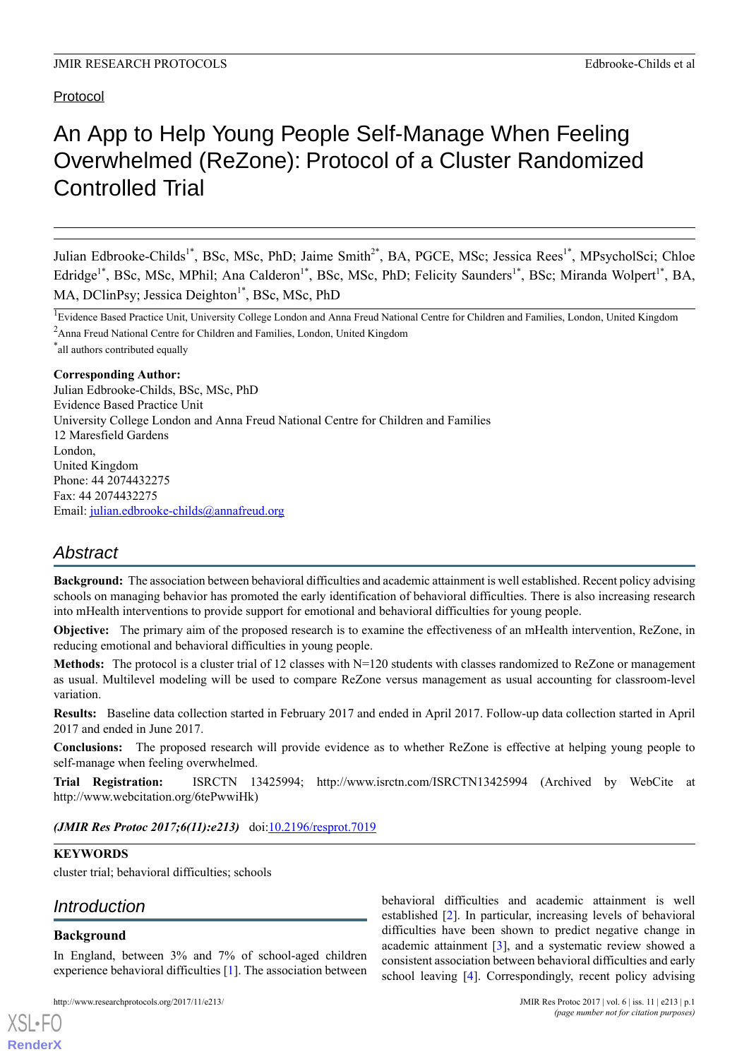Protocol

# An App to Help Young People Self-Manage When Feeling Overwhelmed (ReZone): Protocol of a Cluster Randomized Controlled Trial

Julian Edbrooke-Childs[1*], BSc, MSc, PhD; Jaime Smith[2*], BA, PGCE, MSc; Jessica Rees[1*], MPsycholSci; Chloe Edridge[1*], BSc, MSc, MPhil; Ana Calderon[1*], BSc, MSc, PhD; Felicity Saunders[1*], BSc; Miranda Wolpert[1*], BA, MA, DClinPsy; Jessica Deighton[1*], BSc, MSc, PhD

[1]Evidence Based Practice Unit, University College London and Anna Freud National Centre for Children and Families, London, United Kingdom

[2]Anna Freud National Centre for Children and Families, London, United Kingdom

[*]all authors contributed equally

**Corresponding Author:**
Julian Edbrooke-Childs, BSc, MSc, PhD
Evidence Based Practice Unit
University College London and Anna Freud National Centre for Children and Families
12 Maresfield Gardens
London,
United Kingdom
Phone: 44 2074432275
Fax: 44 2074432275
Email: julian.edbrooke-childs@annafreud.org

## Abstract

**Background:** The association between behavioral difficulties and academic attainment is well established. Recent policy advising schools on managing behavior has promoted the early identification of behavioral difficulties. There is also increasing research into mHealth interventions to provide support for emotional and behavioral difficulties for young people.

**Objective:** The primary aim of the proposed research is to examine the effectiveness of an mHealth intervention, ReZone, in reducing emotional and behavioral difficulties in young people.

**Methods:** The protocol is a cluster trial of 12 classes with N=120 students with classes randomized to ReZone or management as usual. Multilevel modeling will be used to compare ReZone versus management as usual accounting for classroom-level variation.

**Results:** Baseline data collection started in February 2017 and ended in April 2017. Follow-up data collection started in April 2017 and ended in June 2017.

**Conclusions:** The proposed research will provide evidence as to whether ReZone is effective at helping young people to self-manage when feeling overwhelmed.

**Trial Registration:** ISRCTN 13425994; http://www.isrctn.com/ISRCTN13425994 (Archived by WebCite at http://www.webcitation.org/6tePwwiHk)

***(JMIR Res Protoc 2017;6(11):e213)*** doi:10.2196/resprot.7019

**KEYWORDS**

cluster trial; behavioral difficulties; schools

## Introduction

### Background

In England, between 3% and 7% of school-aged children experience behavioral difficulties [1]. The association between behavioral difficulties and academic attainment is well established [2]. In particular, increasing levels of behavioral difficulties have been shown to predict negative change in academic attainment [3], and a systematic review showed a consistent association between behavioral difficulties and early school leaving [4]. Correspondingly, recent policy advising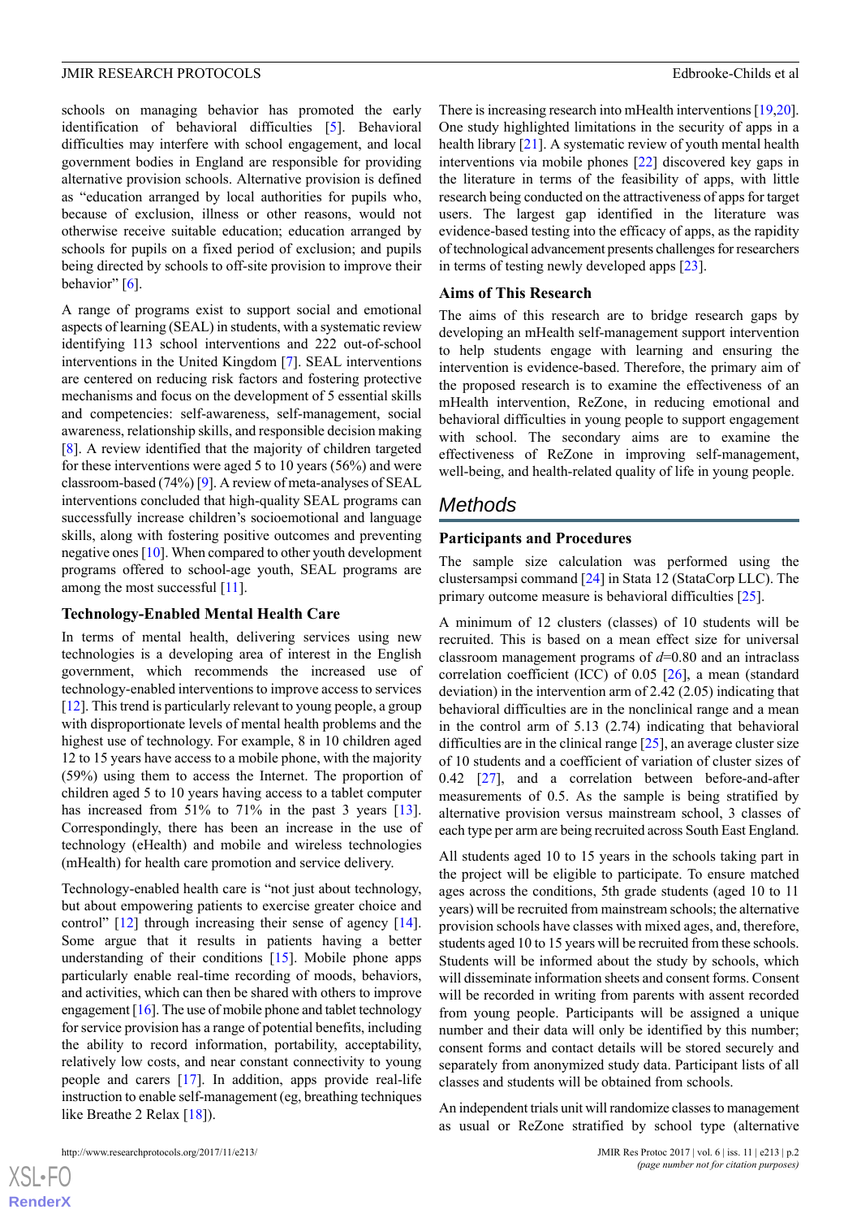schools on managing behavior has promoted the early identification of behavioral difficulties [5]. Behavioral difficulties may interfere with school engagement, and local government bodies in England are responsible for providing alternative provision schools. Alternative provision is defined as "education arranged by local authorities for pupils who, because of exclusion, illness or other reasons, would not otherwise receive suitable education; education arranged by schools for pupils on a fixed period of exclusion; and pupils being directed by schools to off-site provision to improve their behavior" [6].

A range of programs exist to support social and emotional aspects of learning (SEAL) in students, with a systematic review identifying 113 school interventions and 222 out-of-school interventions in the United Kingdom [7]. SEAL interventions are centered on reducing risk factors and fostering protective mechanisms and focus on the development of 5 essential skills and competencies: self-awareness, self-management, social awareness, relationship skills, and responsible decision making [8]. A review identified that the majority of children targeted for these interventions were aged 5 to 10 years (56%) and were classroom-based (74%) [9]. A review of meta-analyses of SEAL interventions concluded that high-quality SEAL programs can successfully increase children's socioemotional and language skills, along with fostering positive outcomes and preventing negative ones [10]. When compared to other youth development programs offered to school-age youth, SEAL programs are among the most successful [11].

### Technology-Enabled Mental Health Care

In terms of mental health, delivering services using new technologies is a developing area of interest in the English government, which recommends the increased use of technology-enabled interventions to improve access to services [12]. This trend is particularly relevant to young people, a group with disproportionate levels of mental health problems and the highest use of technology. For example, 8 in 10 children aged 12 to 15 years have access to a mobile phone, with the majority (59%) using them to access the Internet. The proportion of children aged 5 to 10 years having access to a tablet computer has increased from 51% to 71% in the past 3 years [13]. Correspondingly, there has been an increase in the use of technology (eHealth) and mobile and wireless technologies (mHealth) for health care promotion and service delivery.

Technology-enabled health care is "not just about technology, but about empowering patients to exercise greater choice and control" [12] through increasing their sense of agency [14]. Some argue that it results in patients having a better understanding of their conditions [15]. Mobile phone apps particularly enable real-time recording of moods, behaviors, and activities, which can then be shared with others to improve engagement [16]. The use of mobile phone and tablet technology for service provision has a range of potential benefits, including the ability to record information, portability, acceptability, relatively low costs, and near constant connectivity to young people and carers [17]. In addition, apps provide real-life instruction to enable self-management (eg, breathing techniques like Breathe 2 Relax [18]).

There is increasing research into mHealth interventions [19,20]. One study highlighted limitations in the security of apps in a health library [21]. A systematic review of youth mental health interventions via mobile phones [22] discovered key gaps in the literature in terms of the feasibility of apps, with little research being conducted on the attractiveness of apps for target users. The largest gap identified in the literature was evidence-based testing into the efficacy of apps, as the rapidity of technological advancement presents challenges for researchers in terms of testing newly developed apps [23].

### Aims of This Research

The aims of this research are to bridge research gaps by developing an mHealth self-management support intervention to help students engage with learning and ensuring the intervention is evidence-based. Therefore, the primary aim of the proposed research is to examine the effectiveness of an mHealth intervention, ReZone, in reducing emotional and behavioral difficulties in young people to support engagement with school. The secondary aims are to examine the effectiveness of ReZone in improving self-management, well-being, and health-related quality of life in young people.

## Methods

### Participants and Procedures

The sample size calculation was performed using the clustersampsi command [24] in Stata 12 (StataCorp LLC). The primary outcome measure is behavioral difficulties [25].

A minimum of 12 clusters (classes) of 10 students will be recruited. This is based on a mean effect size for universal classroom management programs of $d$=0.80 and an intraclass correlation coefficient (ICC) of 0.05 [26], a mean (standard deviation) in the intervention arm of 2.42 (2.05) indicating that behavioral difficulties are in the nonclinical range and a mean in the control arm of 5.13 (2.74) indicating that behavioral difficulties are in the clinical range [25], an average cluster size of 10 students and a coefficient of variation of cluster sizes of 0.42 [27], and a correlation between before-and-after measurements of 0.5. As the sample is being stratified by alternative provision versus mainstream school, 3 classes of each type per arm are being recruited across South East England.

All students aged 10 to 15 years in the schools taking part in the project will be eligible to participate. To ensure matched ages across the conditions, 5th grade students (aged 10 to 11 years) will be recruited from mainstream schools; the alternative provision schools have classes with mixed ages, and, therefore, students aged 10 to 15 years will be recruited from these schools. Students will be informed about the study by schools, which will disseminate information sheets and consent forms. Consent will be recorded in writing from parents with assent recorded from young people. Participants will be assigned a unique number and their data will only be identified by this number; consent forms and contact details will be stored securely and separately from anonymized study data. Participant lists of all classes and students will be obtained from schools.

An independent trials unit will randomize classes to management as usual or ReZone stratified by school type (alternative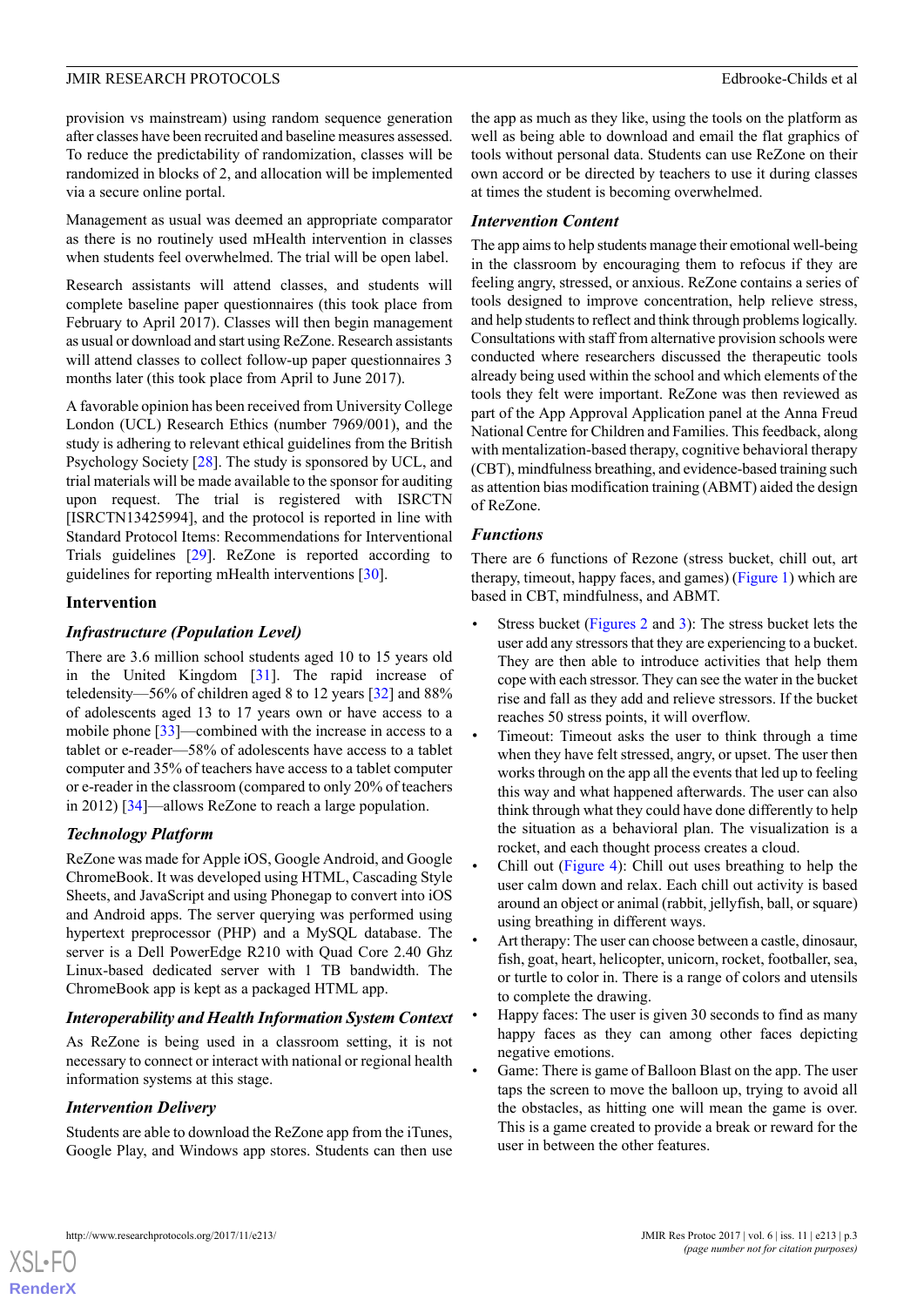provision vs mainstream) using random sequence generation after classes have been recruited and baseline measures assessed. To reduce the predictability of randomization, classes will be randomized in blocks of 2, and allocation will be implemented via a secure online portal.

Management as usual was deemed an appropriate comparator as there is no routinely used mHealth intervention in classes when students feel overwhelmed. The trial will be open label.

Research assistants will attend classes, and students will complete baseline paper questionnaires (this took place from February to April 2017). Classes will then begin management as usual or download and start using ReZone. Research assistants will attend classes to collect follow-up paper questionnaires 3 months later (this took place from April to June 2017).

A favorable opinion has been received from University College London (UCL) Research Ethics (number 7969/001), and the study is adhering to relevant ethical guidelines from the British Psychology Society [28]. The study is sponsored by UCL, and trial materials will be made available to the sponsor for auditing upon request. The trial is registered with ISRCTN [ISRCTN13425994], and the protocol is reported in line with Standard Protocol Items: Recommendations for Interventional Trials guidelines [29]. ReZone is reported according to guidelines for reporting mHealth interventions [30].

## Intervention

### Infrastructure (Population Level)

There are 3.6 million school students aged 10 to 15 years old in the United Kingdom [31]. The rapid increase of teledensity—56% of children aged 8 to 12 years [32] and 88% of adolescents aged 13 to 17 years own or have access to a mobile phone [33]—combined with the increase in access to a tablet or e-reader—58% of adolescents have access to a tablet computer and 35% of teachers have access to a tablet computer or e-reader in the classroom (compared to only 20% of teachers in 2012) [34]—allows ReZone to reach a large population.

### Technology Platform

ReZone was made for Apple iOS, Google Android, and Google ChromeBook. It was developed using HTML, Cascading Style Sheets, and JavaScript and using Phonegap to convert into iOS and Android apps. The server querying was performed using hypertext preprocessor (PHP) and a MySQL database. The server is a Dell PowerEdge R210 with Quad Core 2.40 Ghz Linux-based dedicated server with 1 TB bandwidth. The ChromeBook app is kept as a packaged HTML app.

### Interoperability and Health Information System Context

As ReZone is being used in a classroom setting, it is not necessary to connect or interact with national or regional health information systems at this stage.

### Intervention Delivery

Students are able to download the ReZone app from the iTunes, Google Play, and Windows app stores. Students can then use the app as much as they like, using the tools on the platform as well as being able to download and email the flat graphics of tools without personal data. Students can use ReZone on their own accord or be directed by teachers to use it during classes at times the student is becoming overwhelmed.

### Intervention Content

The app aims to help students manage their emotional well-being in the classroom by encouraging them to refocus if they are feeling angry, stressed, or anxious. ReZone contains a series of tools designed to improve concentration, help relieve stress, and help students to reflect and think through problems logically. Consultations with staff from alternative provision schools were conducted where researchers discussed the therapeutic tools already being used within the school and which elements of the tools they felt were important. ReZone was then reviewed as part of the App Approval Application panel at the Anna Freud National Centre for Children and Families. This feedback, along with mentalization-based therapy, cognitive behavioral therapy (CBT), mindfulness breathing, and evidence-based training such as attention bias modification training (ABMT) aided the design of ReZone.

### Functions

There are 6 functions of Rezone (stress bucket, chill out, art therapy, timeout, happy faces, and games) (Figure 1) which are based in CBT, mindfulness, and ABMT.

- Stress bucket (Figures 2 and 3): The stress bucket lets the user add any stressors that they are experiencing to a bucket. They are then able to introduce activities that help them cope with each stressor. They can see the water in the bucket rise and fall as they add and relieve stressors. If the bucket reaches 50 stress points, it will overflow.
- Timeout: Timeout asks the user to think through a time when they have felt stressed, angry, or upset. The user then works through on the app all the events that led up to feeling this way and what happened afterwards. The user can also think through what they could have done differently to help the situation as a behavioral plan. The visualization is a rocket, and each thought process creates a cloud.
- Chill out (Figure 4): Chill out uses breathing to help the user calm down and relax. Each chill out activity is based around an object or animal (rabbit, jellyfish, ball, or square) using breathing in different ways.
- Art therapy: The user can choose between a castle, dinosaur, fish, goat, heart, helicopter, unicorn, rocket, footballer, sea, or turtle to color in. There is a range of colors and utensils to complete the drawing.
- Happy faces: The user is given 30 seconds to find as many happy faces as they can among other faces depicting negative emotions.
- Game: There is game of Balloon Blast on the app. The user taps the screen to move the balloon up, trying to avoid all the obstacles, as hitting one will mean the game is over. This is a game created to provide a break or reward for the user in between the other features.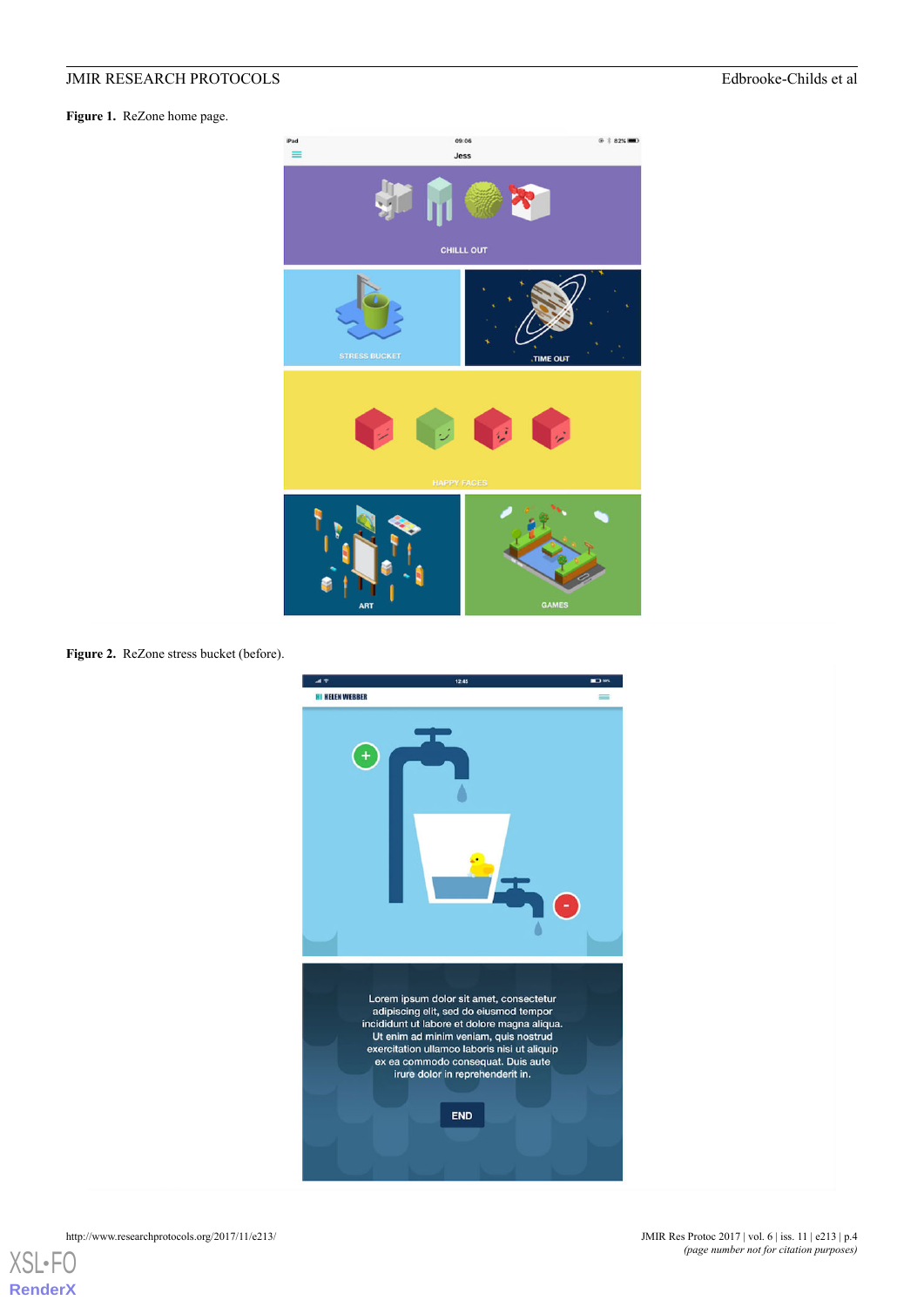**Figure 1.** ReZone home page.

**Figure 2.** ReZone stress bucket (before).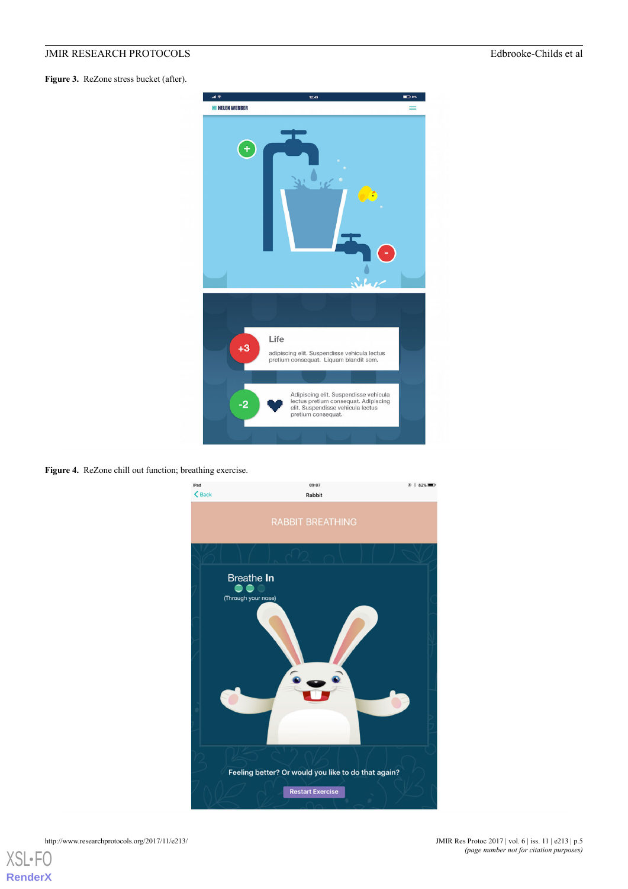**Figure 3.** ReZone stress bucket (after).

**Figure 4.** ReZone chill out function; breathing exercise.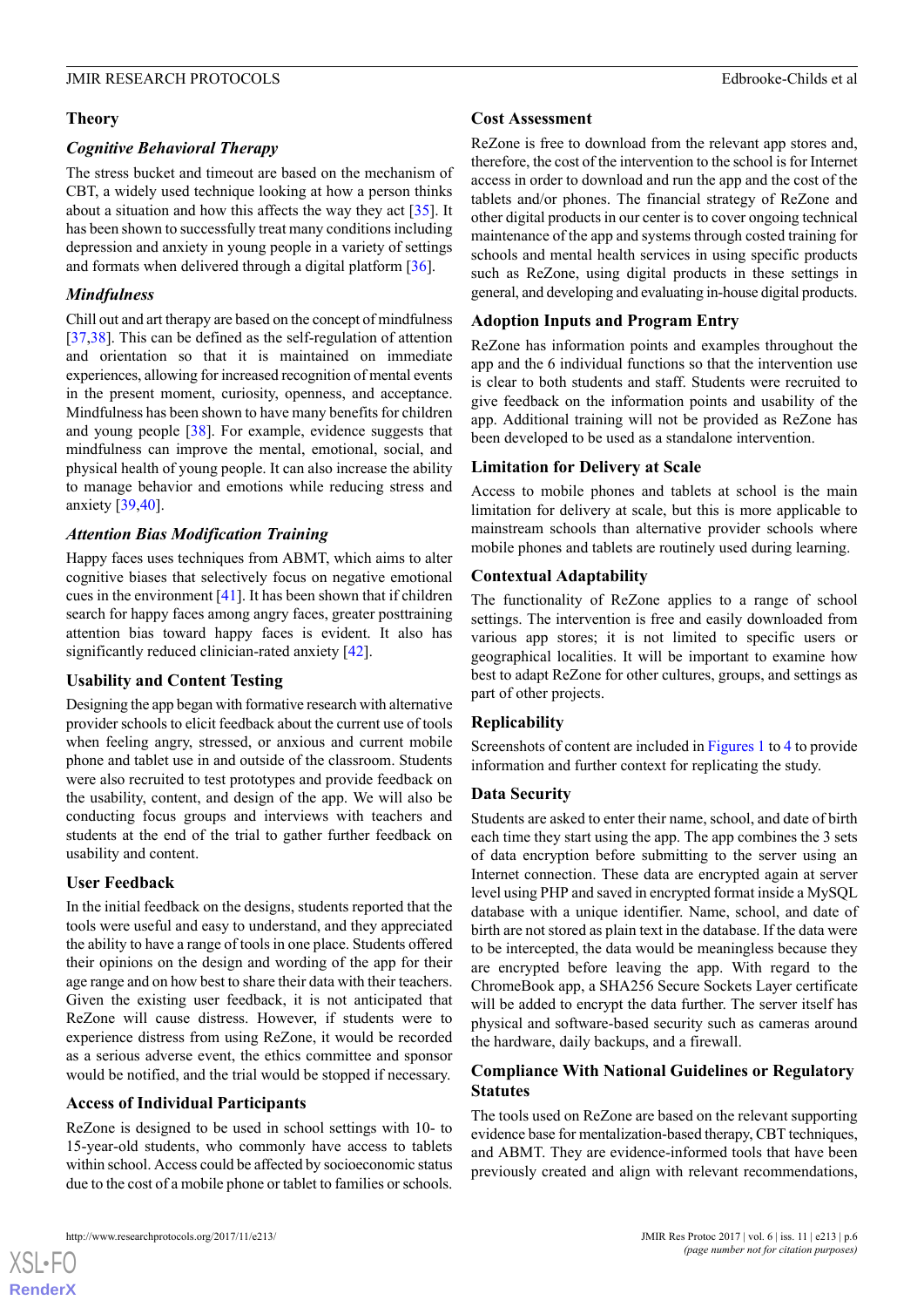### Theory

#### *Cognitive Behavioral Therapy*

The stress bucket and timeout are based on the mechanism of CBT, a widely used technique looking at how a person thinks about a situation and how this affects the way they act [35]. It has been shown to successfully treat many conditions including depression and anxiety in young people in a variety of settings and formats when delivered through a digital platform [36].

#### *Mindfulness*

Chill out and art therapy are based on the concept of mindfulness [37,38]. This can be defined as the self-regulation of attention and orientation so that it is maintained on immediate experiences, allowing for increased recognition of mental events in the present moment, curiosity, openness, and acceptance. Mindfulness has been shown to have many benefits for children and young people [38]. For example, evidence suggests that mindfulness can improve the mental, emotional, social, and physical health of young people. It can also increase the ability to manage behavior and emotions while reducing stress and anxiety [39,40].

#### *Attention Bias Modification Training*

Happy faces uses techniques from ABMT, which aims to alter cognitive biases that selectively focus on negative emotional cues in the environment [41]. It has been shown that if children search for happy faces among angry faces, greater posttraining attention bias toward happy faces is evident. It also has significantly reduced clinician-rated anxiety [42].

### Usability and Content Testing

Designing the app began with formative research with alternative provider schools to elicit feedback about the current use of tools when feeling angry, stressed, or anxious and current mobile phone and tablet use in and outside of the classroom. Students were also recruited to test prototypes and provide feedback on the usability, content, and design of the app. We will also be conducting focus groups and interviews with teachers and students at the end of the trial to gather further feedback on usability and content.

### User Feedback

In the initial feedback on the designs, students reported that the tools were useful and easy to understand, and they appreciated the ability to have a range of tools in one place. Students offered their opinions on the design and wording of the app for their age range and on how best to share their data with their teachers. Given the existing user feedback, it is not anticipated that ReZone will cause distress. However, if students were to experience distress from using ReZone, it would be recorded as a serious adverse event, the ethics committee and sponsor would be notified, and the trial would be stopped if necessary.

### Access of Individual Participants

ReZone is designed to be used in school settings with 10- to 15-year-old students, who commonly have access to tablets within school. Access could be affected by socioeconomic status due to the cost of a mobile phone or tablet to families or schools.

### Cost Assessment

ReZone is free to download from the relevant app stores and, therefore, the cost of the intervention to the school is for Internet access in order to download and run the app and the cost of the tablets and/or phones. The financial strategy of ReZone and other digital products in our center is to cover ongoing technical maintenance of the app and systems through costed training for schools and mental health services in using specific products such as ReZone, using digital products in these settings in general, and developing and evaluating in-house digital products.

### Adoption Inputs and Program Entry

ReZone has information points and examples throughout the app and the 6 individual functions so that the intervention use is clear to both students and staff. Students were recruited to give feedback on the information points and usability of the app. Additional training will not be provided as ReZone has been developed to be used as a standalone intervention.

### Limitation for Delivery at Scale

Access to mobile phones and tablets at school is the main limitation for delivery at scale, but this is more applicable to mainstream schools than alternative provider schools where mobile phones and tablets are routinely used during learning.

### Contextual Adaptability

The functionality of ReZone applies to a range of school settings. The intervention is free and easily downloaded from various app stores; it is not limited to specific users or geographical localities. It will be important to examine how best to adapt ReZone for other cultures, groups, and settings as part of other projects.

### Replicability

Screenshots of content are included in Figures 1 to 4 to provide information and further context for replicating the study.

### Data Security

Students are asked to enter their name, school, and date of birth each time they start using the app. The app combines the 3 sets of data encryption before submitting to the server using an Internet connection. These data are encrypted again at server level using PHP and saved in encrypted format inside a MySQL database with a unique identifier. Name, school, and date of birth are not stored as plain text in the database. If the data were to be intercepted, the data would be meaningless because they are encrypted before leaving the app. With regard to the ChromeBook app, a SHA256 Secure Sockets Layer certificate will be added to encrypt the data further. The server itself has physical and software-based security such as cameras around the hardware, daily backups, and a firewall.

### Compliance With National Guidelines or Regulatory Statutes

The tools used on ReZone are based on the relevant supporting evidence base for mentalization-based therapy, CBT techniques, and ABMT. They are evidence-informed tools that have been previously created and align with relevant recommendations,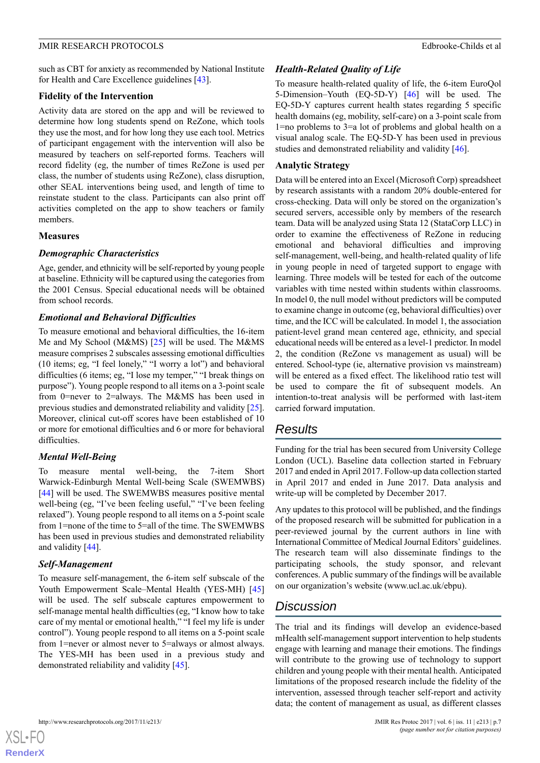such as CBT for anxiety as recommended by National Institute for Health and Care Excellence guidelines [43].

### Fidelity of the Intervention

Activity data are stored on the app and will be reviewed to determine how long students spend on ReZone, which tools they use the most, and for how long they use each tool. Metrics of participant engagement with the intervention will also be measured by teachers on self-reported forms. Teachers will record fidelity (eg, the number of times ReZone is used per class, the number of students using ReZone), class disruption, other SEAL interventions being used, and length of time to reinstate student to the class. Participants can also print off activities completed on the app to show teachers or family members.

### Measures

#### Demographic Characteristics

Age, gender, and ethnicity will be self-reported by young people at baseline. Ethnicity will be captured using the categories from the 2001 Census. Special educational needs will be obtained from school records.

#### Emotional and Behavioral Difficulties

To measure emotional and behavioral difficulties, the 16-item Me and My School (M&MS) [25] will be used. The M&MS measure comprises 2 subscales assessing emotional difficulties (10 items; eg, "I feel lonely," "I worry a lot") and behavioral difficulties (6 items; eg, "I lose my temper," "I break things on purpose"). Young people respond to all items on a 3-point scale from 0=never to 2=always. The M&MS has been used in previous studies and demonstrated reliability and validity [25]. Moreover, clinical cut-off scores have been established of 10 or more for emotional difficulties and 6 or more for behavioral difficulties.

#### Mental Well-Being

To measure mental well-being, the 7-item Short Warwick-Edinburgh Mental Well-being Scale (SWEMWBS) [44] will be used. The SWEMWBS measures positive mental well-being (eg, "I've been feeling useful," "I've been feeling relaxed"). Young people respond to all items on a 5-point scale from 1=none of the time to 5=all of the time. The SWEMWBS has been used in previous studies and demonstrated reliability and validity [44].

#### Self-Management

To measure self-management, the 6-item self subscale of the Youth Empowerment Scale–Mental Health (YES-MH) [45] will be used. The self subscale captures empowerment to self-manage mental health difficulties (eg, "I know how to take care of my mental or emotional health," "I feel my life is under control"). Young people respond to all items on a 5-point scale from 1=never or almost never to 5=always or almost always. The YES-MH has been used in a previous study and demonstrated reliability and validity [45].

#### Health-Related Quality of Life

To measure health-related quality of life, the 6-item EuroQol 5-Dimension–Youth (EQ-5D-Y) [46] will be used. The EQ-5D-Y captures current health states regarding 5 specific health domains (eg, mobility, self-care) on a 3-point scale from 1=no problems to 3=a lot of problems and global health on a visual analog scale. The EQ-5D-Y has been used in previous studies and demonstrated reliability and validity [46].

### Analytic Strategy

Data will be entered into an Excel (Microsoft Corp) spreadsheet by research assistants with a random 20% double-entered for cross-checking. Data will only be stored on the organization's secured servers, accessible only by members of the research team. Data will be analyzed using Stata 12 (StataCorp LLC) in order to examine the effectiveness of ReZone in reducing emotional and behavioral difficulties and improving self-management, well-being, and health-related quality of life in young people in need of targeted support to engage with learning. Three models will be tested for each of the outcome variables with time nested within students within classrooms. In model 0, the null model without predictors will be computed to examine change in outcome (eg, behavioral difficulties) over time, and the ICC will be calculated. In model 1, the association patient-level grand mean centered age, ethnicity, and special educational needs will be entered as a level-1 predictor. In model 2, the condition (ReZone vs management as usual) will be entered. School-type (ie, alternative provision vs mainstream) will be entered as a fixed effect. The likelihood ratio test will be used to compare the fit of subsequent models. An intention-to-treat analysis will be performed with last-item carried forward imputation.

## Results

Funding for the trial has been secured from University College London (UCL). Baseline data collection started in February 2017 and ended in April 2017. Follow-up data collection started in April 2017 and ended in June 2017. Data analysis and write-up will be completed by December 2017.

Any updates to this protocol will be published, and the findings of the proposed research will be submitted for publication in a peer-reviewed journal by the current authors in line with International Committee of Medical Journal Editors' guidelines. The research team will also disseminate findings to the participating schools, the study sponsor, and relevant conferences. A public summary of the findings will be available on our organization's website (www.ucl.ac.uk/ebpu).

## Discussion

The trial and its findings will develop an evidence-based mHealth self-management support intervention to help students engage with learning and manage their emotions. The findings will contribute to the growing use of technology to support children and young people with their mental health. Anticipated limitations of the proposed research include the fidelity of the intervention, assessed through teacher self-report and activity data; the content of management as usual, as different classes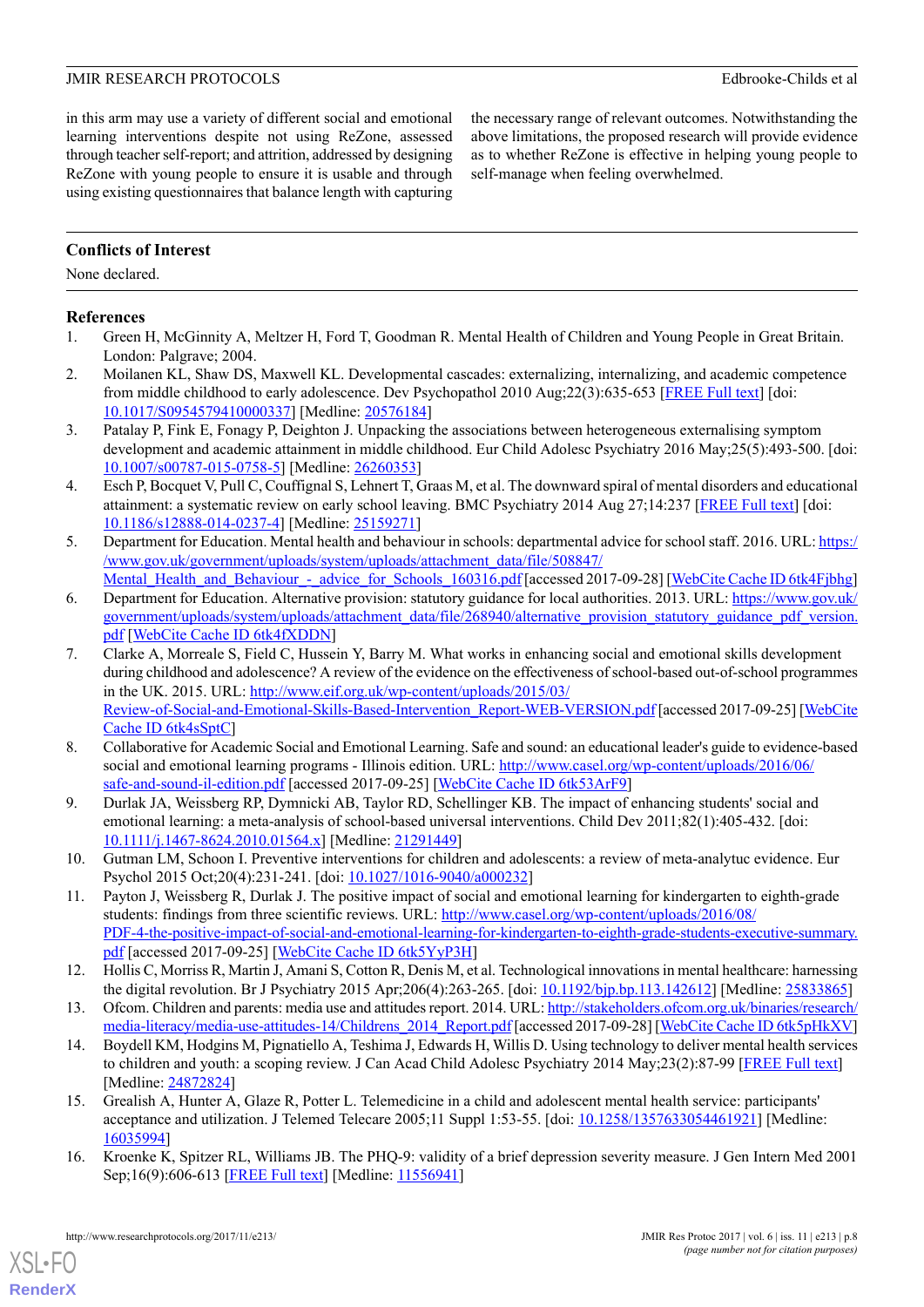in this arm may use a variety of different social and emotional learning interventions despite not using ReZone, assessed through teacher self-report; and attrition, addressed by designing ReZone with young people to ensure it is usable and through using existing questionnaires that balance length with capturing the necessary range of relevant outcomes. Notwithstanding the above limitations, the proposed research will provide evidence as to whether ReZone is effective in helping young people to self-manage when feeling overwhelmed.

## Conflicts of Interest

None declared.

## References

1. Green H, McGinnity A, Meltzer H, Ford T, Goodman R. Mental Health of Children and Young People in Great Britain. London: Palgrave; 2004.
2. Moilanen KL, Shaw DS, Maxwell KL. Developmental cascades: externalizing, internalizing, and academic competence from middle childhood to early adolescence. Dev Psychopathol 2010 Aug;22(3):635-653 [FREE Full text] [doi: 10.1017/S0954579410000337] [Medline: 20576184]
3. Patalay P, Fink E, Fonagy P, Deighton J. Unpacking the associations between heterogeneous externalising symptom development and academic attainment in middle childhood. Eur Child Adolesc Psychiatry 2016 May;25(5):493-500. [doi: 10.1007/s00787-015-0758-5] [Medline: 26260353]
4. Esch P, Bocquet V, Pull C, Couffignal S, Lehnert T, Graas M, et al. The downward spiral of mental disorders and educational attainment: a systematic review on early school leaving. BMC Psychiatry 2014 Aug 27;14:237 [FREE Full text] [doi: 10.1186/s12888-014-0237-4] [Medline: 25159271]
5. Department for Education. Mental health and behaviour in schools: departmental advice for school staff. 2016. URL: https://www.gov.uk/government/uploads/system/uploads/attachment_data/file/508847/Mental_Health_and_Behaviour_-_advice_for_Schools_160316.pdf [accessed 2017-09-28] [WebCite Cache ID 6tk4Fjbhg]
6. Department for Education. Alternative provision: statutory guidance for local authorities. 2013. URL: https://www.gov.uk/government/uploads/system/uploads/attachment_data/file/268940/alternative_provision_statutory_guidance_pdf_version.pdf [WebCite Cache ID 6tk4fXDDN]
7. Clarke A, Morreale S, Field C, Hussein Y, Barry M. What works in enhancing social and emotional skills development during childhood and adolescence? A review of the evidence on the effectiveness of school-based out-of-school programmes in the UK. 2015. URL: http://www.eif.org.uk/wp-content/uploads/2015/03/Review-of-Social-and-Emotional-Skills-Based-Intervention_Report-WEB-VERSION.pdf [accessed 2017-09-25] [WebCite Cache ID 6tk4sSptC]
8. Collaborative for Academic Social and Emotional Learning. Safe and sound: an educational leader's guide to evidence-based social and emotional learning programs - Illinois edition. URL: http://www.casel.org/wp-content/uploads/2016/06/safe-and-sound-il-edition.pdf [accessed 2017-09-25] [WebCite Cache ID 6tk53ArF9]
9. Durlak JA, Weissberg RP, Dymnicki AB, Taylor RD, Schellinger KB. The impact of enhancing students' social and emotional learning: a meta-analysis of school-based universal interventions. Child Dev 2011;82(1):405-432. [doi: 10.1111/j.1467-8624.2010.01564.x] [Medline: 21291449]
10. Gutman LM, Schoon I. Preventive interventions for children and adolescents: a review of meta-analytuc evidence. Eur Psychol 2015 Oct;20(4):231-241. [doi: 10.1027/1016-9040/a000232]
11. Payton J, Weissberg R, Durlak J. The positive impact of social and emotional learning for kindergarten to eighth-grade students: findings from three scientific reviews. URL: http://www.casel.org/wp-content/uploads/2016/08/PDF-4-the-positive-impact-of-social-and-emotional-learning-for-kindergarten-to-eighth-grade-students-executive-summary.pdf [accessed 2017-09-25] [WebCite Cache ID 6tk5YyP3H]
12. Hollis C, Morriss R, Martin J, Amani S, Cotton R, Denis M, et al. Technological innovations in mental healthcare: harnessing the digital revolution. Br J Psychiatry 2015 Apr;206(4):263-265. [doi: 10.1192/bjp.bp.113.142612] [Medline: 25833865]
13. Ofcom. Children and parents: media use and attitudes report. 2014. URL: http://stakeholders.ofcom.org.uk/binaries/research/media-literacy/media-use-attitudes-14/Childrens_2014_Report.pdf [accessed 2017-09-28] [WebCite Cache ID 6tk5pHkXV]
14. Boydell KM, Hodgins M, Pignatiello A, Teshima J, Edwards H, Willis D. Using technology to deliver mental health services to children and youth: a scoping review. J Can Acad Child Adolesc Psychiatry 2014 May;23(2):87-99 [FREE Full text] [Medline: 24872824]
15. Grealish A, Hunter A, Glaze R, Potter L. Telemedicine in a child and adolescent mental health service: participants' acceptance and utilization. J Telemed Telecare 2005;11 Suppl 1:53-55. [doi: 10.1258/1357633054461921] [Medline: 16035994]
16. Kroenke K, Spitzer RL, Williams JB. The PHQ-9: validity of a brief depression severity measure. J Gen Intern Med 2001 Sep;16(9):606-613 [FREE Full text] [Medline: 11556941]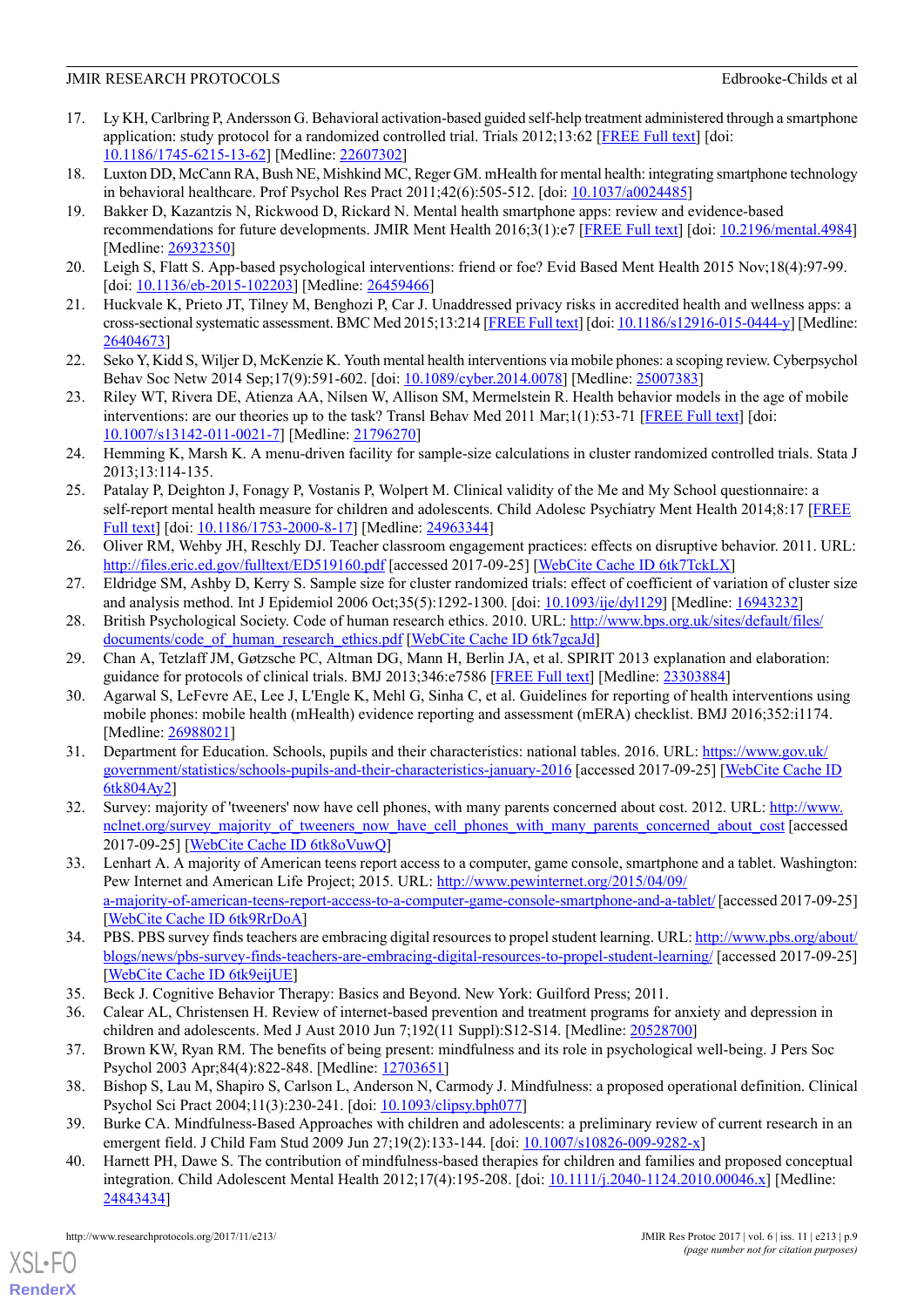17. Ly KH, Carlbring P, Andersson G. Behavioral activation-based guided self-help treatment administered through a smartphone application: study protocol for a randomized controlled trial. Trials 2012;13:62 [FREE Full text] [doi: 10.1186/1745-6215-13-62] [Medline: 22607302]
18. Luxton DD, McCann RA, Bush NE, Mishkind MC, Reger GM. mHealth for mental health: integrating smartphone technology in behavioral healthcare. Prof Psychol Res Pract 2011;42(6):505-512. [doi: 10.1037/a0024485]
19. Bakker D, Kazantzis N, Rickwood D, Rickard N. Mental health smartphone apps: review and evidence-based recommendations for future developments. JMIR Ment Health 2016;3(1):e7 [FREE Full text] [doi: 10.2196/mental.4984] [Medline: 26932350]
20. Leigh S, Flatt S. App-based psychological interventions: friend or foe? Evid Based Ment Health 2015 Nov;18(4):97-99. [doi: 10.1136/eb-2015-102203] [Medline: 26459466]
21. Huckvale K, Prieto JT, Tilney M, Benghozi P, Car J. Unaddressed privacy risks in accredited health and wellness apps: a cross-sectional systematic assessment. BMC Med 2015;13:214 [FREE Full text] [doi: 10.1186/s12916-015-0444-y] [Medline: 26404673]
22. Seko Y, Kidd S, Wiljer D, McKenzie K. Youth mental health interventions via mobile phones: a scoping review. Cyberpsychol Behav Soc Netw 2014 Sep;17(9):591-602. [doi: 10.1089/cyber.2014.0078] [Medline: 25007383]
23. Riley WT, Rivera DE, Atienza AA, Nilsen W, Allison SM, Mermelstein R. Health behavior models in the age of mobile interventions: are our theories up to the task? Transl Behav Med 2011 Mar;1(1):53-71 [FREE Full text] [doi: 10.1007/s13142-011-0021-7] [Medline: 21796270]
24. Hemming K, Marsh K. A menu-driven facility for sample-size calculations in cluster randomized controlled trials. Stata J 2013;13:114-135.
25. Patalay P, Deighton J, Fonagy P, Vostanis P, Wolpert M. Clinical validity of the Me and My School questionnaire: a self-report mental health measure for children and adolescents. Child Adolesc Psychiatry Ment Health 2014;8:17 [FREE Full text] [doi: 10.1186/1753-2000-8-17] [Medline: 24963344]
26. Oliver RM, Wehby JH, Reschly DJ. Teacher classroom engagement practices: effects on disruptive behavior. 2011. URL: http://files.eric.ed.gov/fulltext/ED519160.pdf [accessed 2017-09-25] [WebCite Cache ID 6tk7TckLX]
27. Eldridge SM, Ashby D, Kerry S. Sample size for cluster randomized trials: effect of coefficient of variation of cluster size and analysis method. Int J Epidemiol 2006 Oct;35(5):1292-1300. [doi: 10.1093/ije/dyl129] [Medline: 16943232]
28. British Psychological Society. Code of human research ethics. 2010. URL: http://www.bps.org.uk/sites/default/files/documents/code_of_human_research_ethics.pdf [WebCite Cache ID 6tk7gcaJd]
29. Chan A, Tetzlaff JM, Gøtzsche PC, Altman DG, Mann H, Berlin JA, et al. SPIRIT 2013 explanation and elaboration: guidance for protocols of clinical trials. BMJ 2013;346:e7586 [FREE Full text] [Medline: 23303884]
30. Agarwal S, LeFevre AE, Lee J, L'Engle K, Mehl G, Sinha C, et al. Guidelines for reporting of health interventions using mobile phones: mobile health (mHealth) evidence reporting and assessment (mERA) checklist. BMJ 2016;352:i1174. [Medline: 26988021]
31. Department for Education. Schools, pupils and their characteristics: national tables. 2016. URL: https://www.gov.uk/government/statistics/schools-pupils-and-their-characteristics-january-2016 [accessed 2017-09-25] [WebCite Cache ID 6tk804Ay2]
32. Survey: majority of 'tweeners' now have cell phones, with many parents concerned about cost. 2012. URL: http://www.nclnet.org/survey_majority_of_tweeners_now_have_cell_phones_with_many_parents_concerned_about_cost [accessed 2017-09-25] [WebCite Cache ID 6tk8oVuwQ]
33. Lenhart A. A majority of American teens report access to a computer, game console, smartphone and a tablet. Washington: Pew Internet and American Life Project; 2015. URL: http://www.pewinternet.org/2015/04/09/a-majority-of-american-teens-report-access-to-a-computer-game-console-smartphone-and-a-tablet/ [accessed 2017-09-25] [WebCite Cache ID 6tk9RrDoA]
34. PBS. PBS survey finds teachers are embracing digital resources to propel student learning. URL: http://www.pbs.org/about/blogs/news/pbs-survey-finds-teachers-are-embracing-digital-resources-to-propel-student-learning/ [accessed 2017-09-25] [WebCite Cache ID 6tk9eijUE]
35. Beck J. Cognitive Behavior Therapy: Basics and Beyond. New York: Guilford Press; 2011.
36. Calear AL, Christensen H. Review of internet-based prevention and treatment programs for anxiety and depression in children and adolescents. Med J Aust 2010 Jun 7;192(11 Suppl):S12-S14. [Medline: 20528700]
37. Brown KW, Ryan RM. The benefits of being present: mindfulness and its role in psychological well-being. J Pers Soc Psychol 2003 Apr;84(4):822-848. [Medline: 12703651]
38. Bishop S, Lau M, Shapiro S, Carlson L, Anderson N, Carmody J. Mindfulness: a proposed operational definition. Clinical Psychol Sci Pract 2004;11(3):230-241. [doi: 10.1093/clipsy.bph077]
39. Burke CA. Mindfulness-Based Approaches with children and adolescents: a preliminary review of current research in an emergent field. J Child Fam Stud 2009 Jun 27;19(2):133-144. [doi: 10.1007/s10826-009-9282-x]
40. Harnett PH, Dawe S. The contribution of mindfulness-based therapies for children and families and proposed conceptual integration. Child Adolescent Mental Health 2012;17(4):195-208. [doi: 10.1111/j.2040-1124.2010.00046.x] [Medline: 24843434]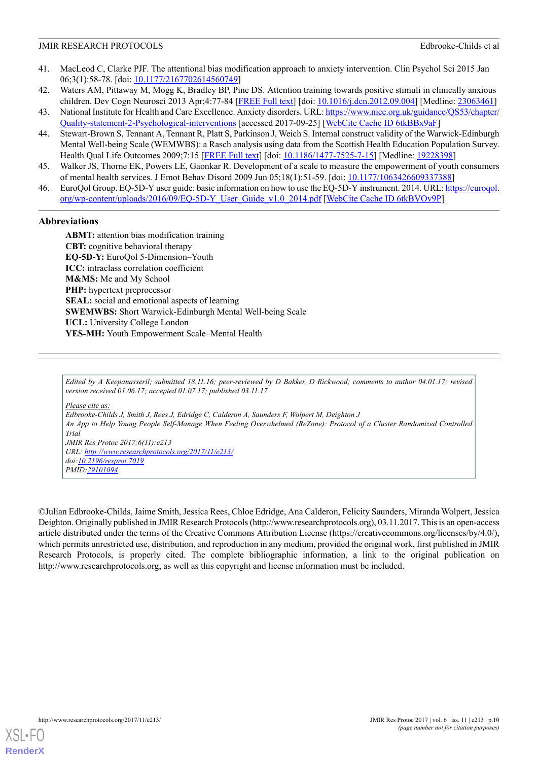41. MacLeod C, Clarke PJF. The attentional bias modification approach to anxiety intervention. Clin Psychol Sci 2015 Jan 06;3(1):58-78. [doi: 10.1177/2167702614560749]
42. Waters AM, Pittaway M, Mogg K, Bradley BP, Pine DS. Attention training towards positive stimuli in clinically anxious children. Dev Cogn Neurosci 2013 Apr;4:77-84 [FREE Full text] [doi: 10.1016/j.dcn.2012.09.004] [Medline: 23063461]
43. National Institute for Health and Care Excellence. Anxiety disorders. URL: https://www.nice.org.uk/guidance/QS53/chapter/Quality-statement-2-Psychological-interventions [accessed 2017-09-25] [WebCite Cache ID 6tkBBx9aF]
44. Stewart-Brown S, Tennant A, Tennant R, Platt S, Parkinson J, Weich S. Internal construct validity of the Warwick-Edinburgh Mental Well-being Scale (WEMWBS): a Rasch analysis using data from the Scottish Health Education Population Survey. Health Qual Life Outcomes 2009;7:15 [FREE Full text] [doi: 10.1186/1477-7525-7-15] [Medline: 19228398]
45. Walker JS, Thorne EK, Powers LE, Gaonkar R. Development of a scale to measure the empowerment of youth consumers of mental health services. J Emot Behav Disord 2009 Jun 05;18(1):51-59. [doi: 10.1177/1063426609337388]
46. EuroQol Group. EQ-5D-Y user guide: basic information on how to use the EQ-5D-Y instrument. 2014. URL: https://euroqol.org/wp-content/uploads/2016/09/EQ-5D-Y_User_Guide_v1.0_2014.pdf [WebCite Cache ID 6tkBVOv9P]

## Abbreviations

**ABMT:** attention bias modification training
**CBT:** cognitive behavioral therapy
**EQ-5D-Y:** EuroQol 5-Dimension–Youth
**ICC:** intraclass correlation coefficient
**M&MS:** Me and My School
**PHP:** hypertext preprocessor
**SEAL:** social and emotional aspects of learning
**SWEMWBS:** Short Warwick-Edinburgh Mental Well-being Scale
**UCL:** University College London
**YES-MH:** Youth Empowerment Scale–Mental Health

*Edited by A Keepanasseril; submitted 18.11.16; peer-reviewed by D Bakker, D Rickwood; comments to author 04.01.17; revised version received 01.06.17; accepted 01.07.17; published 03.11.17*

*Please cite as:*
*Edbrooke-Childs J, Smith J, Rees J, Edridge C, Calderon A, Saunders F, Wolpert M, Deighton J*
*An App to Help Young People Self-Manage When Feeling Overwhelmed (ReZone): Protocol of a Cluster Randomized Controlled Trial*
*JMIR Res Protoc 2017;6(11):e213*
*URL: http://www.researchprotocols.org/2017/11/e213/*
*doi:10.2196/resprot.7019*
*PMID:29101094*

©Julian Edbrooke-Childs, Jaime Smith, Jessica Rees, Chloe Edridge, Ana Calderon, Felicity Saunders, Miranda Wolpert, Jessica Deighton. Originally published in JMIR Research Protocols (http://www.researchprotocols.org), 03.11.2017. This is an open-access article distributed under the terms of the Creative Commons Attribution License (https://creativecommons.org/licenses/by/4.0/), which permits unrestricted use, distribution, and reproduction in any medium, provided the original work, first published in JMIR Research Protocols, is properly cited. The complete bibliographic information, a link to the original publication on http://www.researchprotocols.org, as well as this copyright and license information must be included.